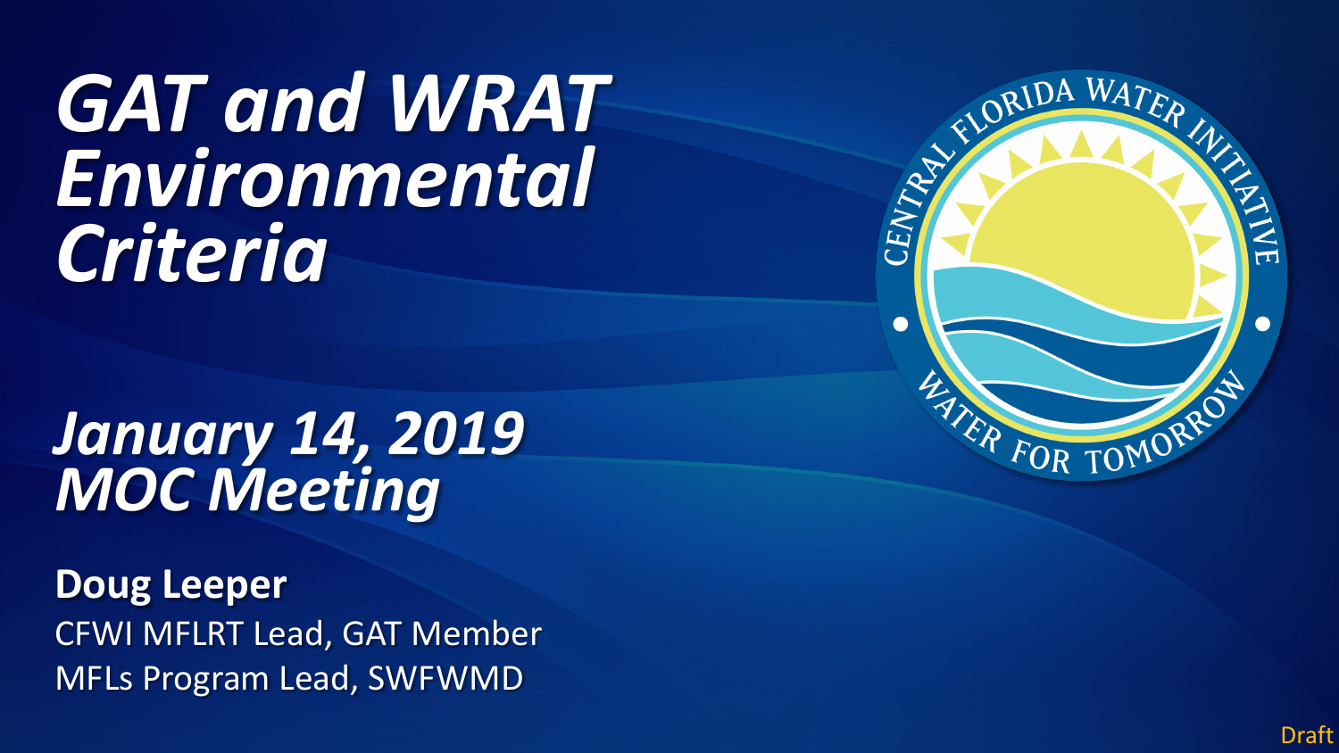# *GAT and WRAT Environmental Criteria*

## *January 14, 2019 MOC Meeting*

**Doug Leeper**

CFWI MFLRT Lead, GAT Member

MFLs Program Lead, SWFWMD

CENTRAL FLORIDA WATER INITIATIVE

WATER FOR TOMORROW

Draft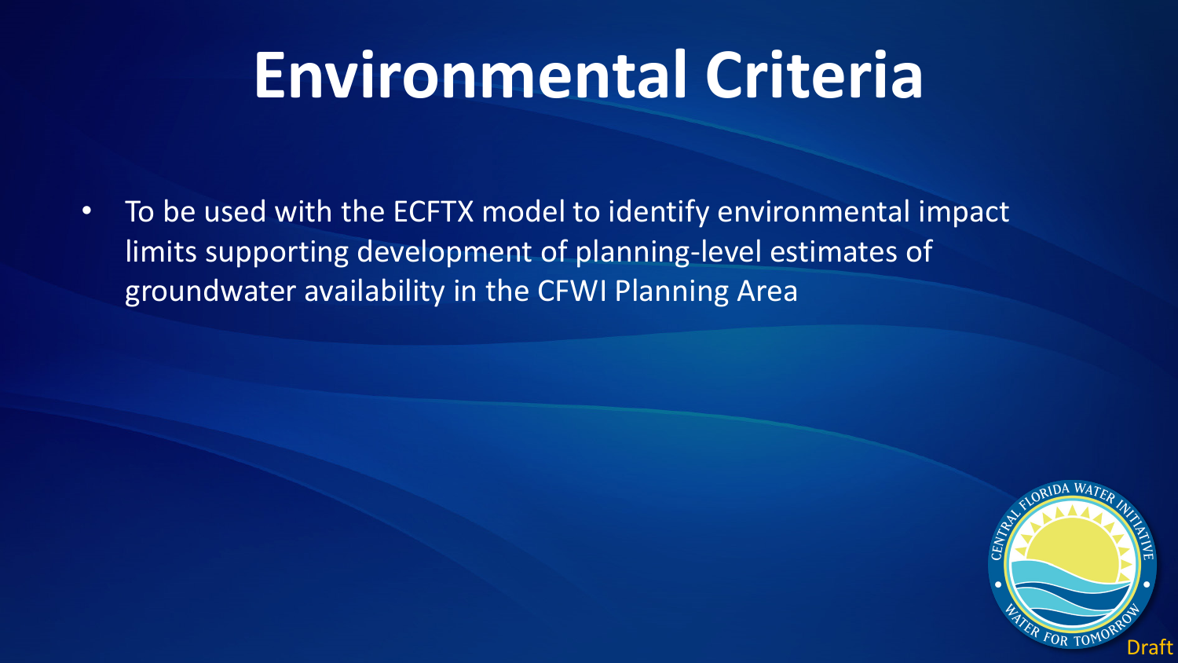# Environmental Criteria

- To be used with the ECFTX model to identify environmental impact limits supporting development of planning-level estimates of groundwater availability in the CFWI Planning Area

Draft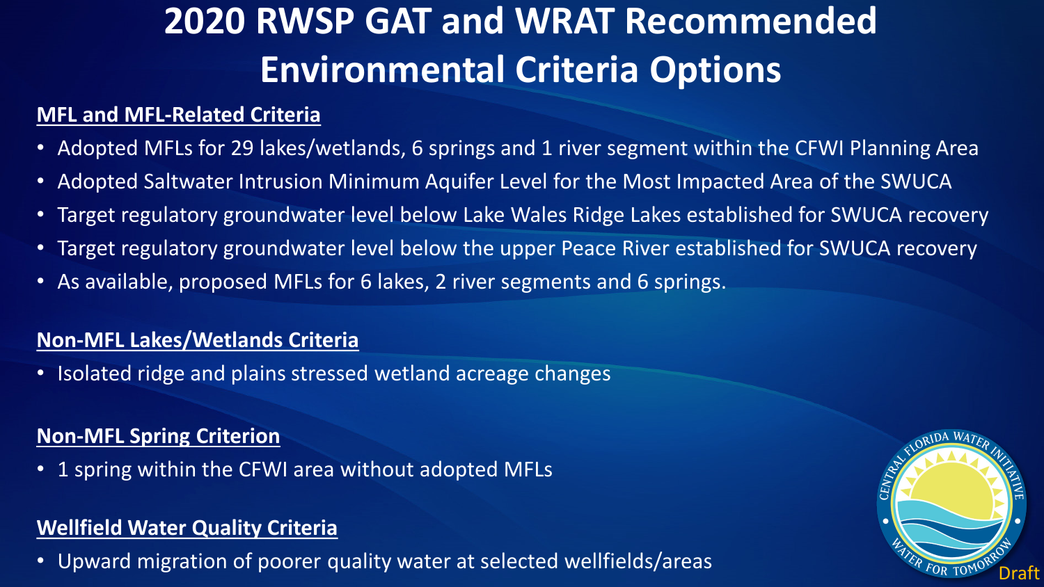# 2020 RWSP GAT and WRAT Recommended Environmental Criteria Options

**MFL and MFL-Related Criteria**

- Adopted MFLs for 29 lakes/wetlands, 6 springs and 1 river segment within the CFWI Planning Area
- Adopted Saltwater Intrusion Minimum Aquifer Level for the Most Impacted Area of the SWUCA
- Target regulatory groundwater level below Lake Wales Ridge Lakes established for SWUCA recovery
- Target regulatory groundwater level below the upper Peace River established for SWUCA recovery
- As available, proposed MFLs for 6 lakes, 2 river segments and 6 springs.

**Non-MFL Lakes/Wetlands Criteria**

- Isolated ridge and plains stressed wetland acreage changes

**Non-MFL Spring Criterion**

- 1 spring within the CFWI area without adopted MFLs

**Wellfield Water Quality Criteria**

- Upward migration of poorer quality water at selected wellfields/areas

Draft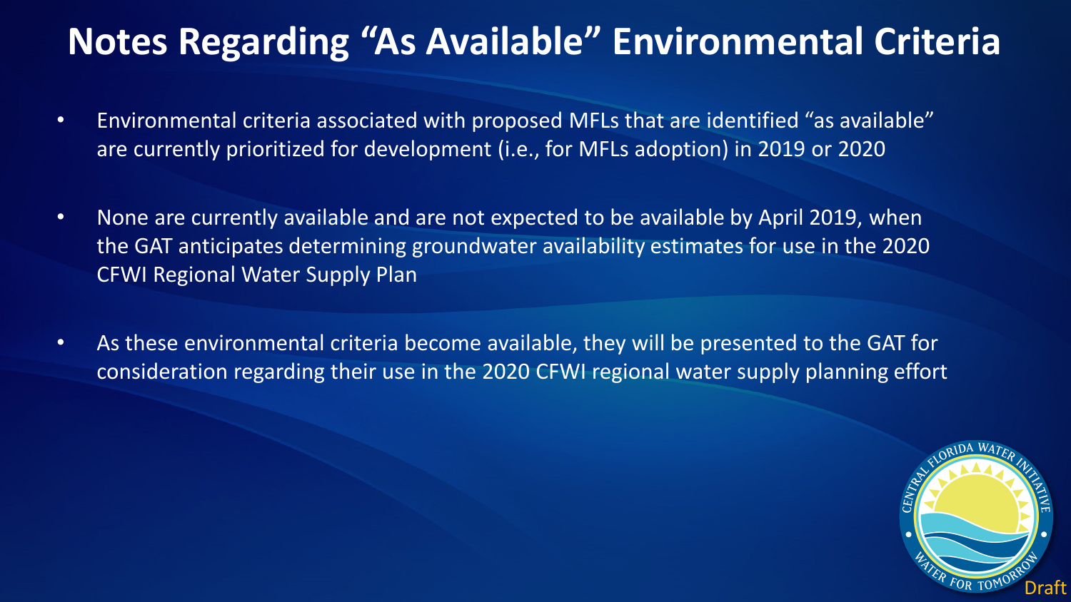# Notes Regarding "As Available" Environmental Criteria

- Environmental criteria associated with proposed MFLs that are identified "as available" are currently prioritized for development (i.e., for MFLs adoption) in 2019 or 2020
- None are currently available and are not expected to be available by April 2019, when the GAT anticipates determining groundwater availability estimates for use in the 2020 CFWI Regional Water Supply Plan
- As these environmental criteria become available, they will be presented to the GAT for consideration regarding their use in the 2020 CFWI regional water supply planning effort

Draft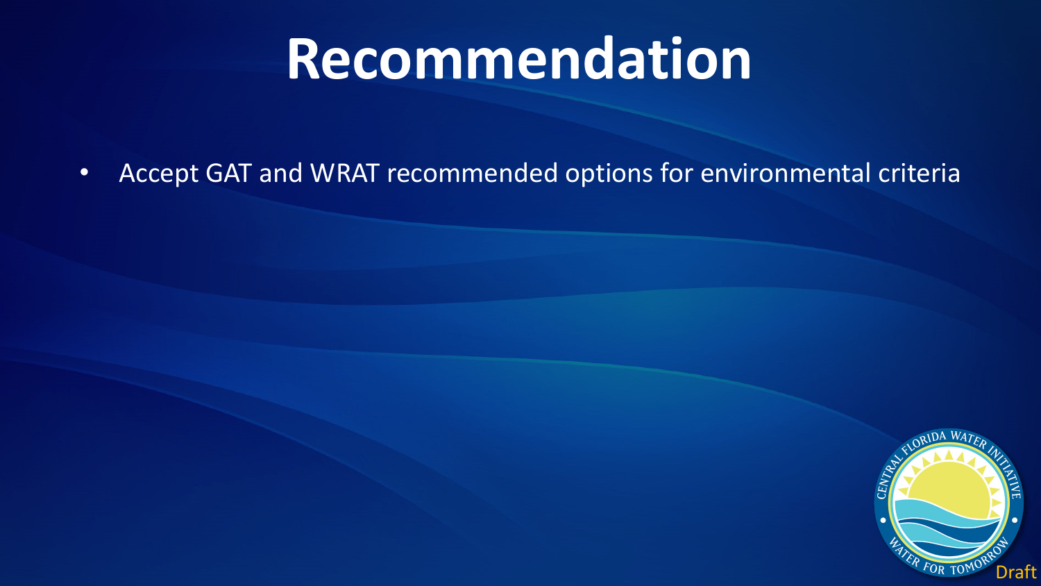# Recommendation

- Accept GAT and WRAT recommended options for environmental criteria

Draft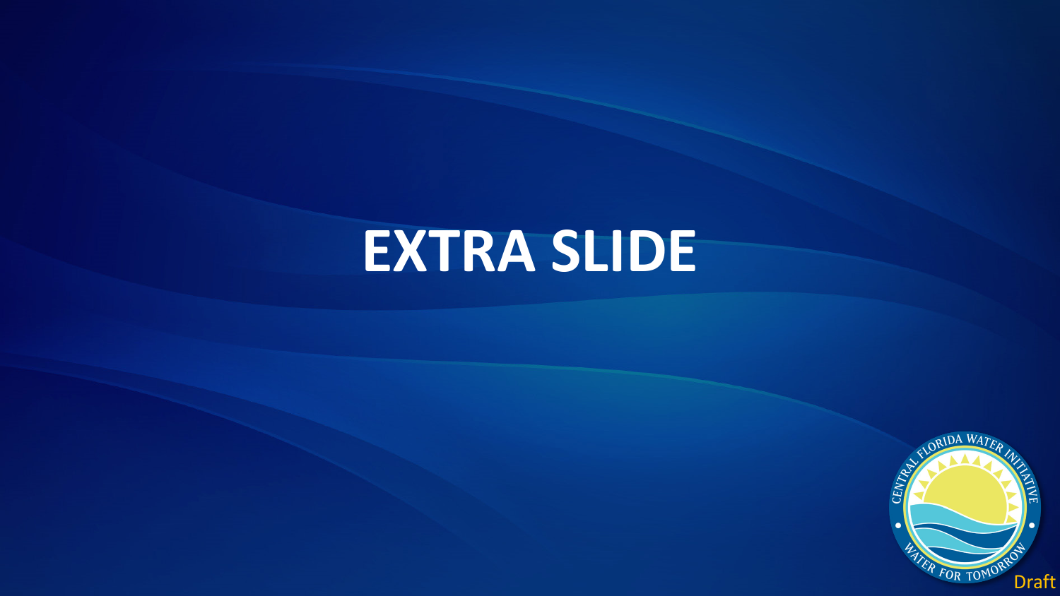# EXTRA SLIDE

Draft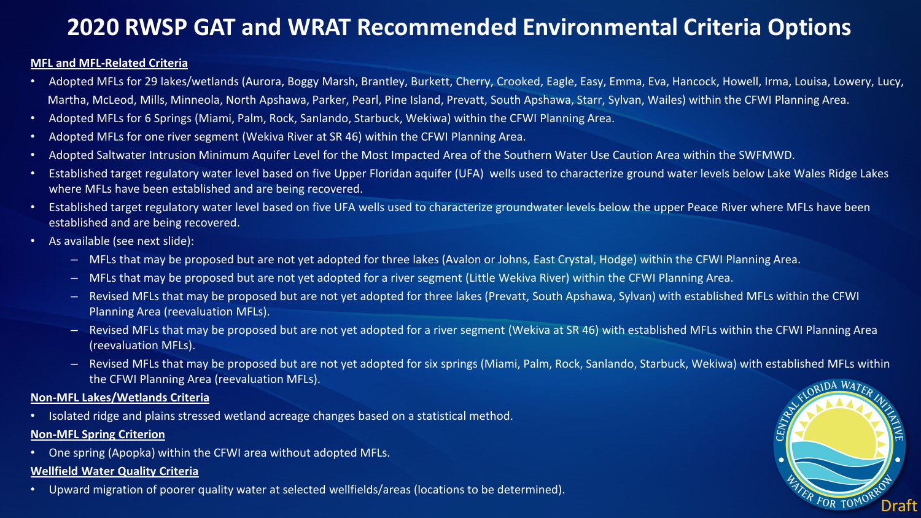# 2020 RWSP GAT and WRAT Recommended Environmental Criteria Options

**MFL and MFL-Related Criteria**

- Adopted MFLs for 29 lakes/wetlands (Aurora, Boggy Marsh, Brantley, Burkett, Cherry, Crooked, Eagle, Easy, Emma, Eva, Hancock, Howell, Irma, Louisa, Lowery, Lucy, Martha, McLeod, Mills, Minneola, North Apshawa, Parker, Pearl, Pine Island, Prevatt, South Apshawa, Starr, Sylvan, Wailes) within the CFWI Planning Area.
- Adopted MFLs for 6 Springs (Miami, Palm, Rock, Sanlando, Starbuck, Wekiwa) within the CFWI Planning Area.
- Adopted MFLs for one river segment (Wekiva River at SR 46) within the CFWI Planning Area.
- Adopted Saltwater Intrusion Minimum Aquifer Level for the Most Impacted Area of the Southern Water Use Caution Area within the SWFMWD.
- Established target regulatory water level based on five Upper Floridan aquifer (UFA) wells used to characterize ground water levels below Lake Wales Ridge Lakes where MFLs have been established and are being recovered.
- Established target regulatory water level based on five UFA wells used to characterize groundwater levels below the upper Peace River where MFLs have been established and are being recovered.
- As available (see next slide):
  - MFLs that may be proposed but are not yet adopted for three lakes (Avalon or Johns, East Crystal, Hodge) within the CFWI Planning Area.
  - MFLs that may be proposed but are not yet adopted for a river segment (Little Wekiva River) within the CFWI Planning Area.
  - Revised MFLs that may be proposed but are not yet adopted for three lakes (Prevatt, South Apshawa, Sylvan) with established MFLs within the CFWI Planning Area (reevaluation MFLs).
  - Revised MFLs that may be proposed but are not yet adopted for a river segment (Wekiva at SR 46) with established MFLs within the CFWI Planning Area (reevaluation MFLs).
  - Revised MFLs that may be proposed but are not yet adopted for six springs (Miami, Palm, Rock, Sanlando, Starbuck, Wekiwa) with established MFLs within the CFWI Planning Area (reevaluation MFLs).

**Non-MFL Lakes/Wetlands Criteria**

- Isolated ridge and plains stressed wetland acreage changes based on a statistical method.

**Non-MFL Spring Criterion**

- One spring (Apopka) within the CFWI area without adopted MFLs.

**Wellfield Water Quality Criteria**

- Upward migration of poorer quality water at selected wellfields/areas (locations to be determined).

Draft